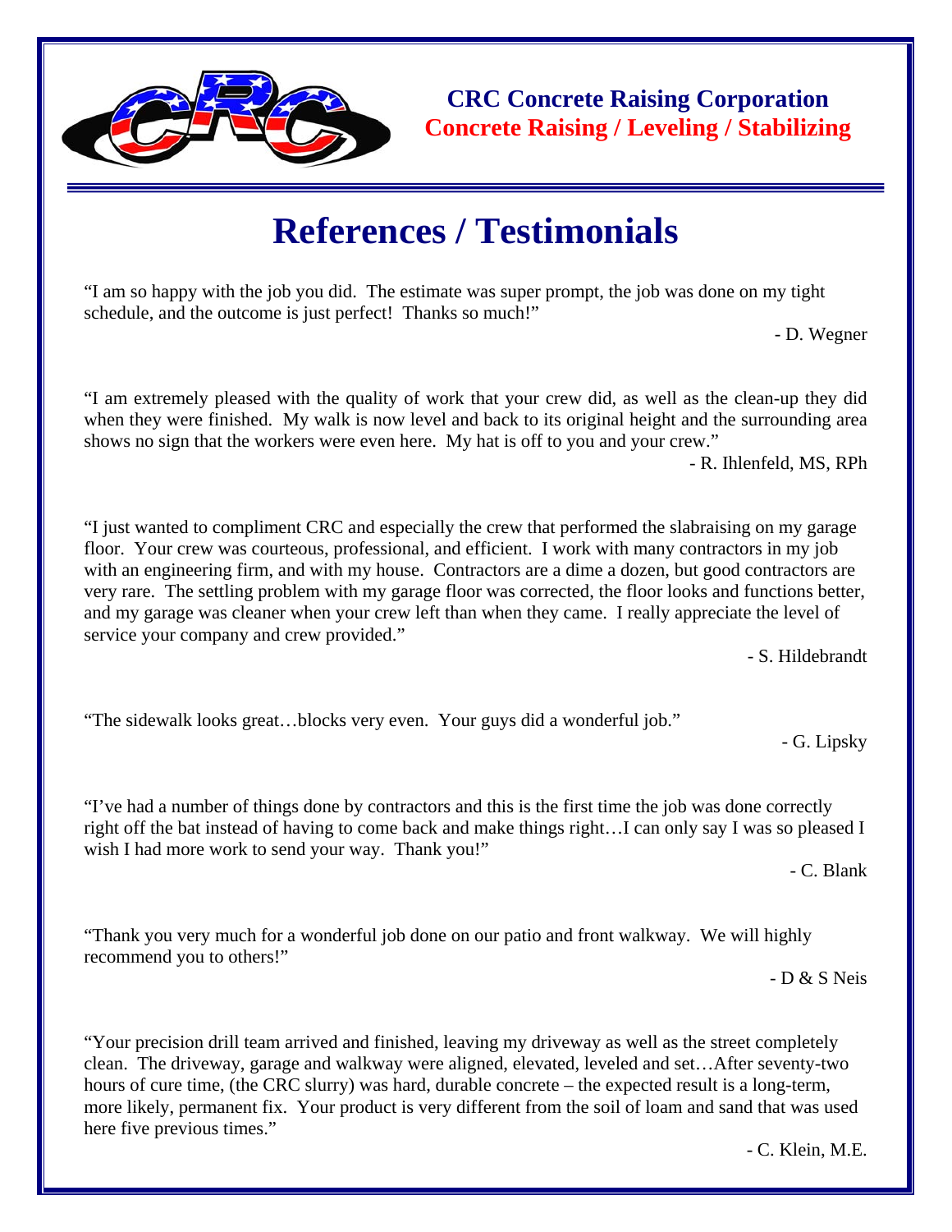**CRC Concrete Raising Corporation**
**Concrete Raising / Leveling / Stabilizing**

# References / Testimonials

"I am so happy with the job you did. The estimate was super prompt, the job was done on my tight schedule, and the outcome is just perfect! Thanks so much!"

- D. Wegner

"I am extremely pleased with the quality of work that your crew did, as well as the clean-up they did when they were finished. My walk is now level and back to its original height and the surrounding area shows no sign that the workers were even here. My hat is off to you and your crew."

- R. Ihlenfeld, MS, RPh

"I just wanted to compliment CRC and especially the crew that performed the slabraising on my garage floor. Your crew was courteous, professional, and efficient. I work with many contractors in my job with an engineering firm, and with my house. Contractors are a dime a dozen, but good contractors are very rare. The settling problem with my garage floor was corrected, the floor looks and functions better, and my garage was cleaner when your crew left than when they came. I really appreciate the level of service your company and crew provided."

- S. Hildebrandt

"The sidewalk looks great…blocks very even. Your guys did a wonderful job."

- G. Lipsky

"I've had a number of things done by contractors and this is the first time the job was done correctly right off the bat instead of having to come back and make things right…I can only say I was so pleased I wish I had more work to send your way. Thank you!"

- C. Blank

"Thank you very much for a wonderful job done on our patio and front walkway. We will highly recommend you to others!"

- D & S Neis

"Your precision drill team arrived and finished, leaving my driveway as well as the street completely clean. The driveway, garage and walkway were aligned, elevated, leveled and set…After seventy-two hours of cure time, (the CRC slurry) was hard, durable concrete – the expected result is a long-term, more likely, permanent fix. Your product is very different from the soil of loam and sand that was used here five previous times."

- C. Klein, M.E.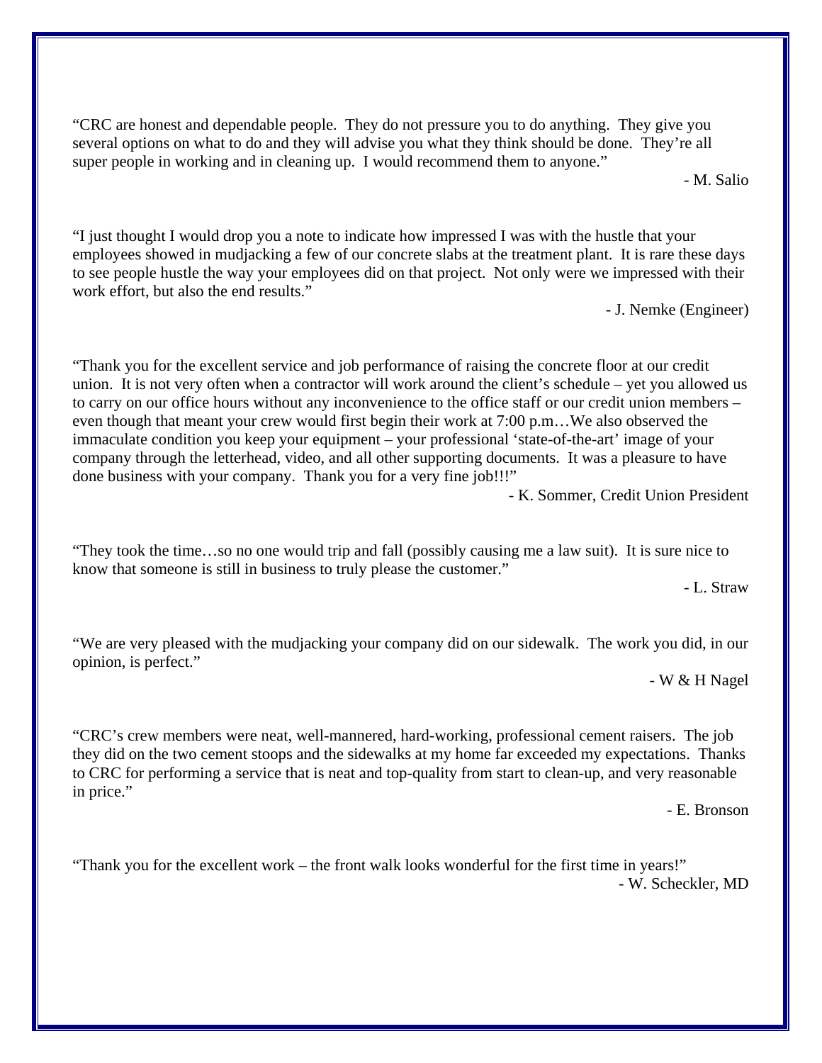"CRC are honest and dependable people. They do not pressure you to do anything. They give you several options on what to do and they will advise you what they think should be done. They're all super people in working and in cleaning up. I would recommend them to anyone."

- M. Salio

"I just thought I would drop you a note to indicate how impressed I was with the hustle that your employees showed in mudjacking a few of our concrete slabs at the treatment plant. It is rare these days to see people hustle the way your employees did on that project. Not only were we impressed with their work effort, but also the end results."

- J. Nemke (Engineer)

"Thank you for the excellent service and job performance of raising the concrete floor at our credit union. It is not very often when a contractor will work around the client's schedule – yet you allowed us to carry on our office hours without any inconvenience to the office staff or our credit union members – even though that meant your crew would first begin their work at 7:00 p.m…We also observed the immaculate condition you keep your equipment – your professional 'state-of-the-art' image of your company through the letterhead, video, and all other supporting documents. It was a pleasure to have done business with your company. Thank you for a very fine job!!!"

- K. Sommer, Credit Union President

"They took the time…so no one would trip and fall (possibly causing me a law suit). It is sure nice to know that someone is still in business to truly please the customer."

- L. Straw

"We are very pleased with the mudjacking your company did on our sidewalk. The work you did, in our opinion, is perfect."

- W & H Nagel

"CRC's crew members were neat, well-mannered, hard-working, professional cement raisers. The job they did on the two cement stoops and the sidewalks at my home far exceeded my expectations. Thanks to CRC for performing a service that is neat and top-quality from start to clean-up, and very reasonable in price."

- E. Bronson

"Thank you for the excellent work – the front walk looks wonderful for the first time in years!"

- W. Scheckler, MD